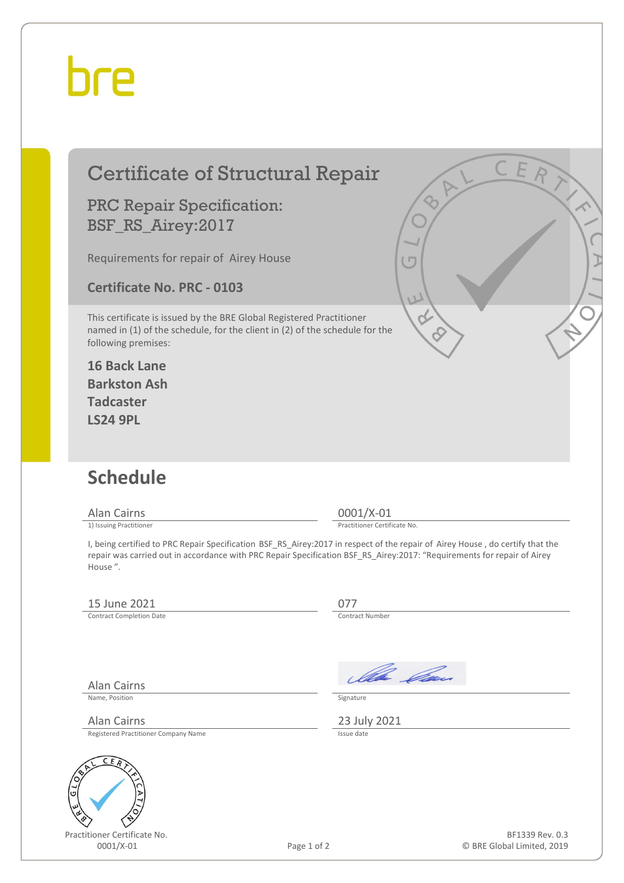bre

# Certificate of Structural Repair

## PRC Repair Specification: BSF_RS_Airey:2017

Requirements for repair of Airey House

**Certificate No. PRC - 0103**

This certificate is issued by the BRE Global Registered Practitioner named in (1) of the schedule, for the client in (2) of the schedule for the following premises:

**16 Back Lane**
**Barkston Ash**
**Tadcaster**
**LS24 9PL**

## Schedule

| | |
|---|---|
| Alan Cairns | 0001/X-01 |
| 1) Issuing Practitioner | Practitioner Certificate No. |

I, being certified to PRC Repair Specification BSF_RS_Airey:2017 in respect of the repair of Airey House , do certify that the repair was carried out in accordance with PRC Repair Specification BSF_RS_Airey:2017: “Requirements for repair of Airey House ”.

| | |
|---|---|
| 15 June 2021 | 077 |
| Contract Completion Date | Contract Number |

| | |
|---|---|
| Alan Cairns | |
| Name, Position | Signature |
| Alan Cairns | 23 July 2021 |
| Registered Practitioner Company Name | Issue date |

Practitioner Certificate No.
0001/X-01

BF1339 Rev. 0.3
© BRE Global Limited, 2019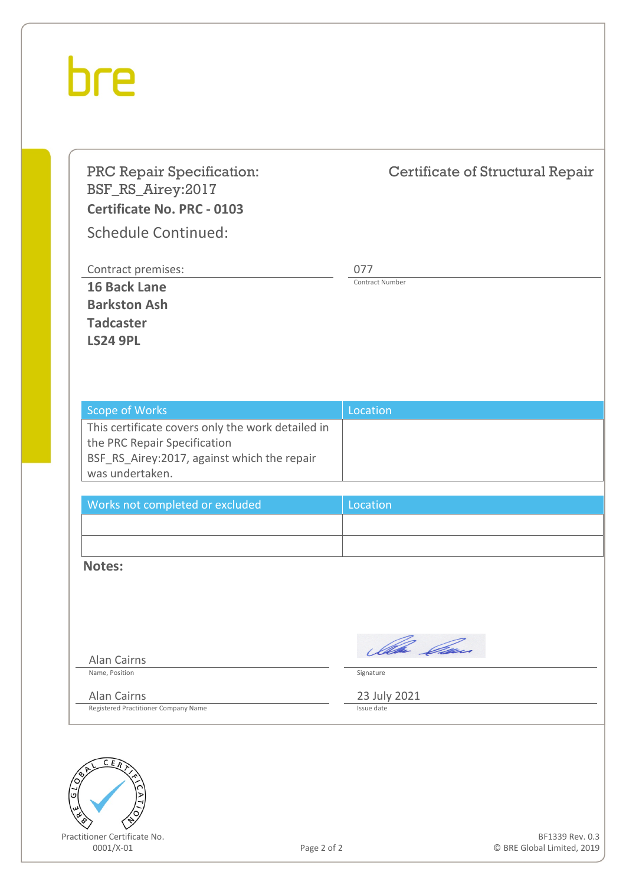bre

PRC Repair Specification:
BSF_RS_Airey:2017

**Certificate No. PRC - 0103**

Certificate of Structural Repair

Schedule Continued:

Contract premises:

**16 Back Lane**
**Barkston Ash**
**Tadcaster**
**LS24 9PL**

077
Contract Number

| Scope of Works | Location |
|---|---|
| This certificate covers only the work detailed in the PRC Repair Specification BSF_RS_Airey:2017, against which the repair was undertaken. | |

| Works not completed or excluded | Location |
|---|---|
| | |
| | |

**Notes:**

Alan Cairns
Name, Position

Signature

Alan Cairns
Registered Practitioner Company Name

23 July 2021
Issue date

BRE GLOBAL CERTIFICATION

Practitioner Certificate No.
0001/X-01

BF1339 Rev. 0.3
© BRE Global Limited, 2019